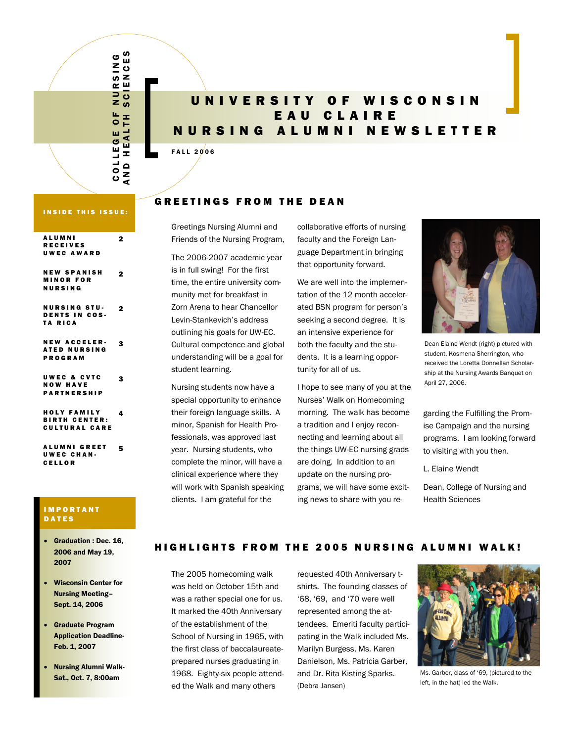COLLEGE OF NURSING AND HEALTH SCIENCES

# UNIVERSITY OF WISCONSIN EAU CLAIRE NURSING ALUMNI NEWSLETTER

FALL 2006

**INSIDE THIS ISSUE:**

| | |
|---|---|
| ALUMNI RECEIVES UWEC AWARD | 2 |
| NEW SPANISH MINOR FOR NURSING | 2 |
| NURSING STUDENTS IN COSTA RICA | 2 |
| NEW ACCELERATED NURSING PROGRAM | 3 |
| UWEC & CVTC NOW HAVE PARTNERSHIP | 3 |
| HOLY FAMILY BIRTH CENTER: CULTURAL CARE | 4 |
| ALUMNI GREET UWEC CHANCELLOR | 5 |

**IMPORTANT DATES**

- **Graduation : Dec. 16, 2006 and May 19, 2007**
- **Wisconsin Center for Nursing Meeting–Sept. 14, 2006**
- **Graduate Program Application Deadline-Feb. 1, 2007**
- **Nursing Alumni Walk-Sat., Oct. 7, 8:00am**

## GREETINGS FROM THE DEAN

Greetings Nursing Alumni and Friends of the Nursing Program,

The 2006-2007 academic year is in full swing! For the first time, the entire university community met for breakfast in Zorn Arena to hear Chancellor Levin-Stankevich's address outlining his goals for UW-EC. Cultural competence and global understanding will be a goal for student learning.

Nursing students now have a special opportunity to enhance their foreign language skills. A minor, Spanish for Health Professionals, was approved last year. Nursing students, who complete the minor, will have a clinical experience where they will work with Spanish speaking clients. I am grateful for the collaborative efforts of nursing faculty and the Foreign Language Department in bringing that opportunity forward.

We are well into the implementation of the 12 month accelerated BSN program for person's seeking a second degree. It is an intensive experience for both the faculty and the students. It is a learning opportunity for all of us.

I hope to see many of you at the Nurses' Walk on Homecoming morning. The walk has become a tradition and I enjoy reconnecting and learning about all the things UW-EC nursing grads are doing. In addition to an update on the nursing programs, we will have some exciting news to share with you regarding the Fulfilling the Promise Campaign and the nursing programs. I am looking forward to visiting with you then.

Dean Elaine Wendt (right) pictured with student, Kosmena Sherrington, who received the Loretta Donnellan Scholarship at the Nursing Awards Banquet on April 27, 2006.

L. Elaine Wendt

Dean, College of Nursing and Health Sciences

## HIGHLIGHTS FROM THE 2005 NURSING ALUMNI WALK!

The 2005 homecoming walk was held on October 15th and was a rather special one for us. It marked the 40th Anniversary of the establishment of the School of Nursing in 1965, with the first class of baccalaureate-prepared nurses graduating in 1968. Eighty-six people attended the Walk and many others requested 40th Anniversary t-shirts. The founding classes of '68, '69, and '70 were well represented among the attendees. Emeriti faculty participating in the Walk included Ms. Marilyn Burgess, Ms. Karen Danielson, Ms. Patricia Garber, and Dr. Rita Kisting Sparks. (Debra Jansen)

Ms. Garber, class of '69, (pictured to the left, in the hat) led the Walk.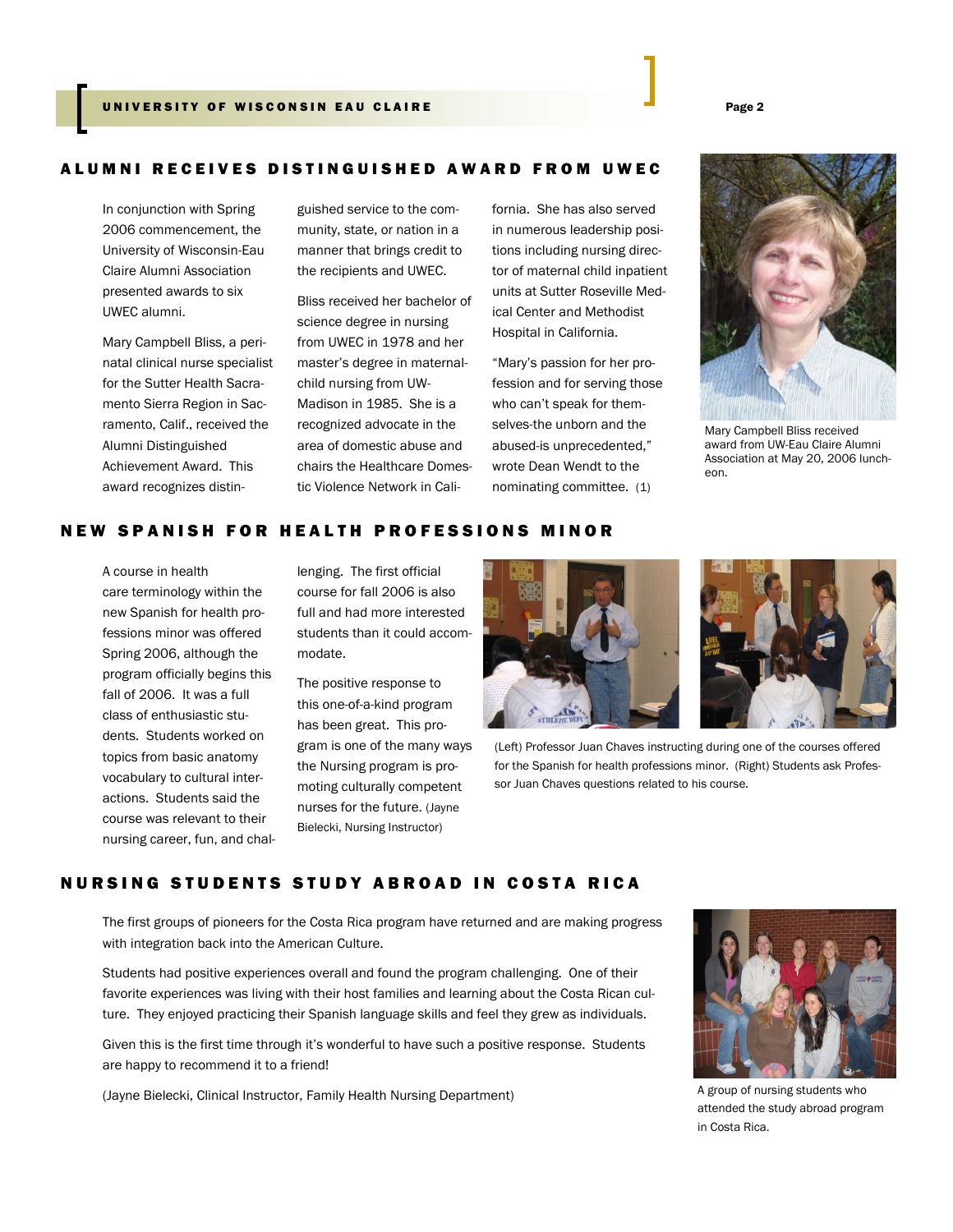## ALUMNI RECEIVES DISTINGUISHED AWARD FROM UWEC

In conjunction with Spring 2006 commencement, the University of Wisconsin-Eau Claire Alumni Association presented awards to six UWEC alumni.

Mary Campbell Bliss, a perinatal clinical nurse specialist for the Sutter Health Sacramento Sierra Region in Sacramento, Calif., received the Alumni Distinguished Achievement Award. This award recognizes distinguished service to the community, state, or nation in a manner that brings credit to the recipients and UWEC.

Bliss received her bachelor of science degree in nursing from UWEC in 1978 and her master's degree in maternal-child nursing from UW-Madison in 1985. She is a recognized advocate in the area of domestic abuse and chairs the Healthcare Domestic Violence Network in California. She has also served in numerous leadership positions including nursing director of maternal child inpatient units at Sutter Roseville Medical Center and Methodist Hospital in California.

"Mary's passion for her profession and for serving those who can't speak for themselves-the unborn and the abused-is unprecedented," wrote Dean Wendt to the nominating committee. (1)

Mary Campbell Bliss received award from UW-Eau Claire Alumni Association at May 20, 2006 luncheon.

## NEW SPANISH FOR HEALTH PROFESSIONS MINOR

A course in health care terminology within the new Spanish for health professions minor was offered Spring 2006, although the program officially begins this fall of 2006. It was a full class of enthusiastic students. Students worked on topics from basic anatomy vocabulary to cultural interactions. Students said the course was relevant to their nursing career, fun, and challenging. The first official course for fall 2006 is also full and had more interested students than it could accommodate.

The positive response to this one-of-a-kind program has been great. This program is one of the many ways the Nursing program is promoting culturally competent nurses for the future. (Jayne Bielecki, Nursing Instructor)

(Left) Professor Juan Chaves instructing during one of the courses offered for the Spanish for health professions minor. (Right) Students ask Professor Juan Chaves questions related to his course.

## NURSING STUDENTS STUDY ABROAD IN COSTA RICA

The first groups of pioneers for the Costa Rica program have returned and are making progress with integration back into the American Culture.

Students had positive experiences overall and found the program challenging. One of their favorite experiences was living with their host families and learning about the Costa Rican culture. They enjoyed practicing their Spanish language skills and feel they grew as individuals.

Given this is the first time through it's wonderful to have such a positive response. Students are happy to recommend it to a friend!

(Jayne Bielecki, Clinical Instructor, Family Health Nursing Department)

A group of nursing students who attended the study abroad program in Costa Rica.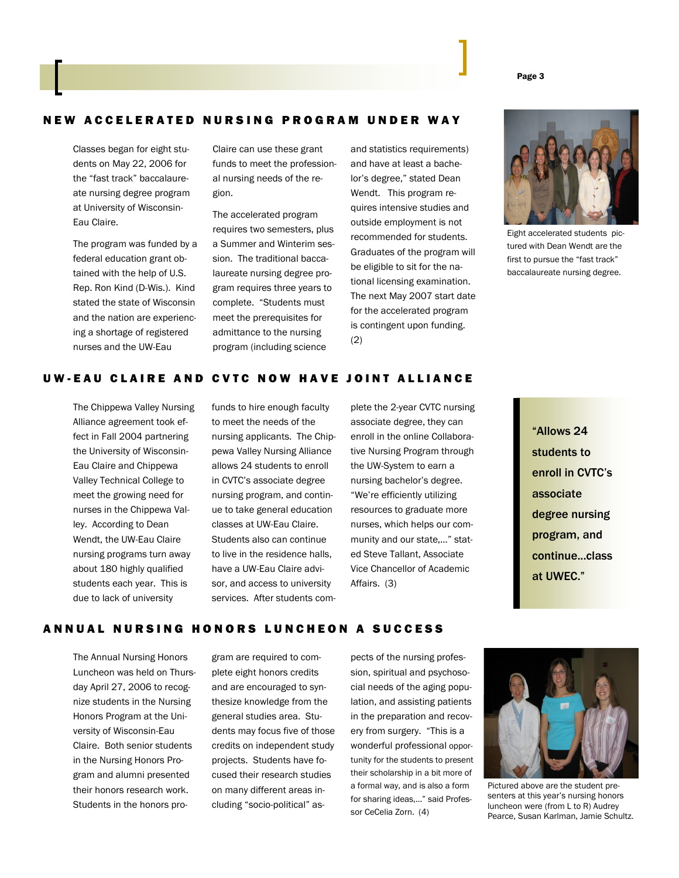## NEW ACCELERATED NURSING PROGRAM UNDER WAY

Classes began for eight students on May 22, 2006 for the "fast track" baccalaureate nursing degree program at University of Wisconsin-Eau Claire.

The program was funded by a federal education grant obtained with the help of U.S. Rep. Ron Kind (D-Wis.). Kind stated the state of Wisconsin and the nation are experiencing a shortage of registered nurses and the UW-Eau Claire can use these grant funds to meet the professional nursing needs of the region.

The accelerated program requires two semesters, plus a Summer and Winterim session. The traditional baccalaureate nursing degree program requires three years to complete. "Students must meet the prerequisites for admittance to the nursing program (including science and statistics requirements) and have at least a bachelor's degree," stated Dean Wendt. This program requires intensive studies and outside employment is not recommended for students. Graduates of the program will be eligible to sit for the national licensing examination. The next May 2007 start date for the accelerated program is contingent upon funding. (2)

Eight accelerated students pictured with Dean Wendt are the first to pursue the "fast track" baccalaureate nursing degree.

## UW-EAU CLAIRE AND CVTC NOW HAVE JOINT ALLIANCE

The Chippewa Valley Nursing Alliance agreement took effect in Fall 2004 partnering the University of Wisconsin-Eau Claire and Chippewa Valley Technical College to meet the growing need for nurses in the Chippewa Valley. According to Dean Wendt, the UW-Eau Claire nursing programs turn away about 180 highly qualified students each year. This is due to lack of university funds to hire enough faculty to meet the needs of the nursing applicants. The Chippewa Valley Nursing Alliance allows 24 students to enroll in CVTC's associate degree nursing program, and continue to take general education classes at UW-Eau Claire. Students also can continue to live in the residence halls, have a UW-Eau Claire advisor, and access to university services. After students complete the 2-year CVTC nursing associate degree, they can enroll in the online Collaborative Nursing Program through the UW-System to earn a nursing bachelor's degree. "We're efficiently utilizing resources to graduate more nurses, which helps our community and our state,..." stated Steve Tallant, Associate Vice Chancellor of Academic Affairs. (3)

**"Allows 24 students to enroll in CVTC's associate degree nursing program, and continue...class at UWEC."**

## ANNUAL NURSING HONORS LUNCHEON A SUCCESS

The Annual Nursing Honors Luncheon was held on Thursday April 27, 2006 to recognize students in the Nursing Honors Program at the University of Wisconsin-Eau Claire. Both senior students in the Nursing Honors Program and alumni presented their honors research work. Students in the honors program are required to complete eight honors credits and are encouraged to synthesize knowledge from the general studies area. Students may focus five of those credits on independent study projects. Students have focused their research studies on many different areas including "socio-political" aspects of the nursing profession, spiritual and psychosocial needs of the aging population, and assisting patients in the preparation and recovery from surgery. "This is a wonderful professional opportunity for the students to present their scholarship in a bit more of a formal way, and is also a form for sharing ideas,..." said Professor CeCelia Zorn. (4)

Pictured above are the student presenters at this year's nursing honors luncheon were (from L to R) Audrey Pearce, Susan Karlman, Jamie Schultz.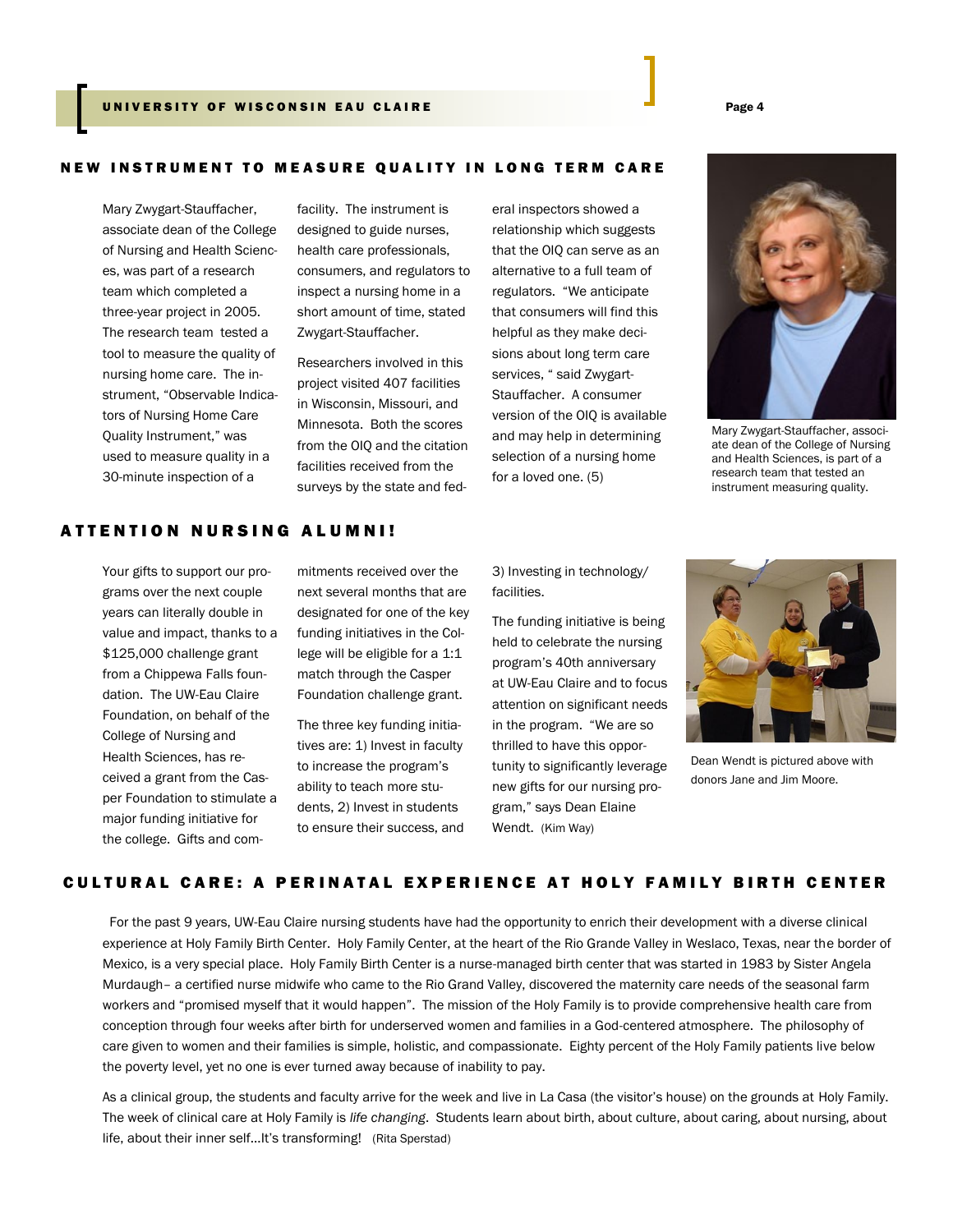## NEW INSTRUMENT TO MEASURE QUALITY IN LONG TERM CARE

Mary Zwygart-Stauffacher, associate dean of the College of Nursing and Health Sciences, was part of a research team which completed a three-year project in 2005. The research team tested a tool to measure the quality of nursing home care. The instrument, "Observable Indicators of Nursing Home Care Quality Instrument," was used to measure quality in a 30-minute inspection of a facility. The instrument is designed to guide nurses, health care professionals, consumers, and regulators to inspect a nursing home in a short amount of time, stated Zwygart-Stauffacher.

Researchers involved in this project visited 407 facilities in Wisconsin, Missouri, and Minnesota. Both the scores from the OIQ and the citation facilities received from the surveys by the state and federal inspectors showed a relationship which suggests that the OIQ can serve as an alternative to a full team of regulators. "We anticipate that consumers will find this helpful as they make decisions about long term care services, " said Zwygart-Stauffacher. A consumer version of the OIQ is available and may help in determining selection of a nursing home for a loved one. (5)

Mary Zwygart-Stauffacher, associate dean of the College of Nursing and Health Sciences, is part of a research team that tested an instrument measuring quality.

## ATTENTION NURSING ALUMNI!

Your gifts to support our programs over the next couple years can literally double in value and impact, thanks to a $125,000 challenge grant from a Chippewa Falls foundation. The UW-Eau Claire Foundation, on behalf of the College of Nursing and Health Sciences, has received a grant from the Casper Foundation to stimulate a major funding initiative for the college. Gifts and commitments received over the next several months that are designated for one of the key funding initiatives in the College will be eligible for a 1:1 match through the Casper Foundation challenge grant.

The three key funding initiatives are: 1) Invest in faculty to increase the program's ability to teach more students, 2) Invest in students to ensure their success, and 3) Investing in technology/ facilities.

The funding initiative is being held to celebrate the nursing program's 40th anniversary at UW-Eau Claire and to focus attention on significant needs in the program. "We are so thrilled to have this opportunity to significantly leverage new gifts for our nursing program," says Dean Elaine Wendt. (Kim Way)

Dean Wendt is pictured above with donors Jane and Jim Moore.

## CULTURAL CARE: A PERINATAL EXPERIENCE AT HOLY FAMILY BIRTH CENTER

For the past 9 years, UW-Eau Claire nursing students have had the opportunity to enrich their development with a diverse clinical experience at Holy Family Birth Center. Holy Family Center, at the heart of the Rio Grande Valley in Weslaco, Texas, near the border of Mexico, is a very special place. Holy Family Birth Center is a nurse-managed birth center that was started in 1983 by Sister Angela Murdaugh– a certified nurse midwife who came to the Rio Grand Valley, discovered the maternity care needs of the seasonal farm workers and "promised myself that it would happen". The mission of the Holy Family is to provide comprehensive health care from conception through four weeks after birth for underserved women and families in a God-centered atmosphere. The philosophy of care given to women and their families is simple, holistic, and compassionate. Eighty percent of the Holy Family patients live below the poverty level, yet no one is ever turned away because of inability to pay.

As a clinical group, the students and faculty arrive for the week and live in La Casa (the visitor's house) on the grounds at Holy Family. The week of clinical care at Holy Family is *life changing*. Students learn about birth, about culture, about caring, about nursing, about life, about their inner self…It's transforming! (Rita Sperstad)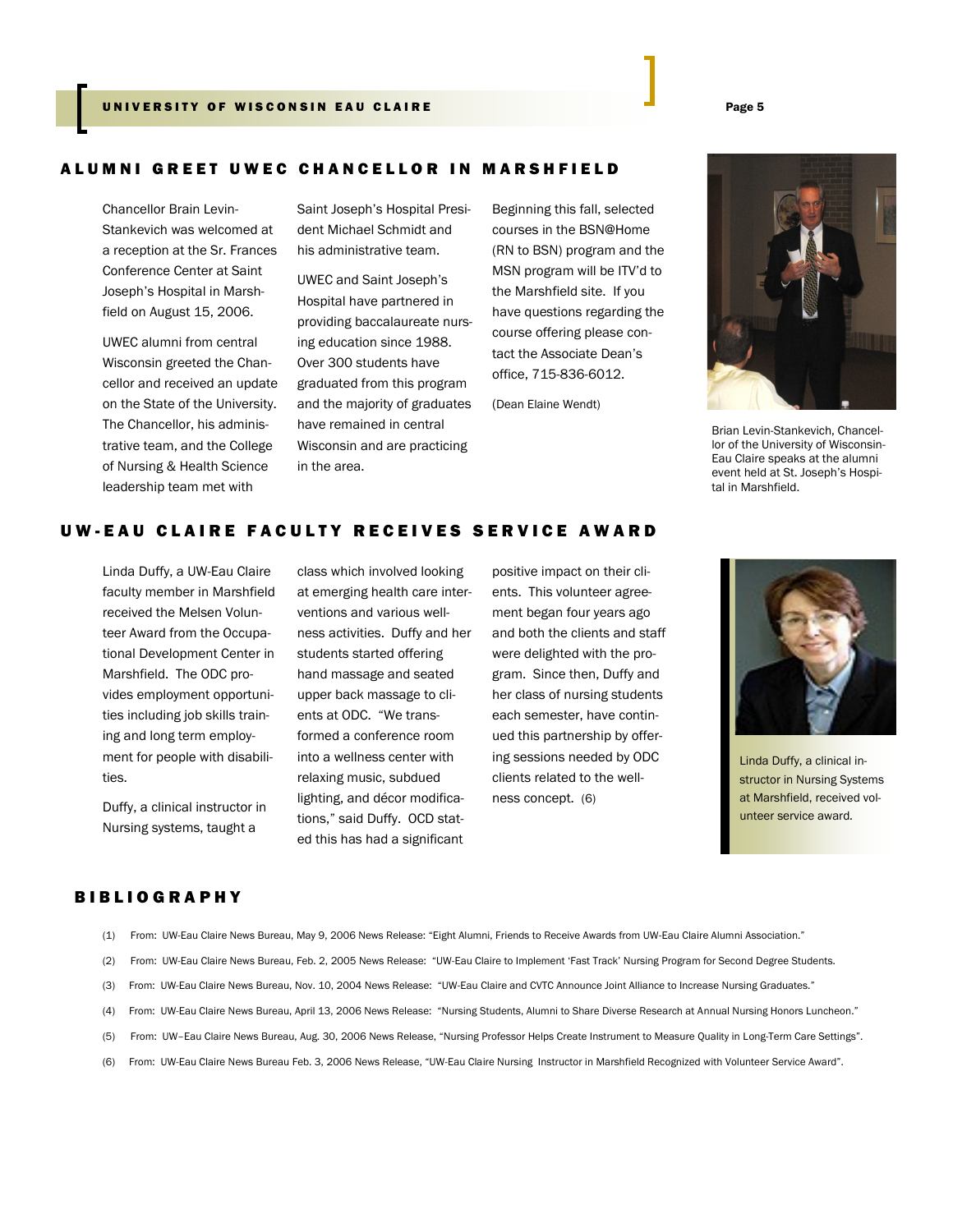## ALUMNI GREET UWEC CHANCELLOR IN MARSHFIELD

Chancellor Brain Levin-Stankevich was welcomed at a reception at the Sr. Frances Conference Center at Saint Joseph's Hospital in Marshfield on August 15, 2006.

UWEC alumni from central Wisconsin greeted the Chancellor and received an update on the State of the University. The Chancellor, his administrative team, and the College of Nursing & Health Science leadership team met with Saint Joseph's Hospital President Michael Schmidt and his administrative team.

UWEC and Saint Joseph's Hospital have partnered in providing baccalaureate nursing education since 1988. Over 300 students have graduated from this program and the majority of graduates have remained in central Wisconsin and are practicing in the area.

Beginning this fall, selected courses in the BSN@Home (RN to BSN) program and the MSN program will be ITV'd to the Marshfield site. If you have questions regarding the course offering please contact the Associate Dean's office, 715-836-6012.

(Dean Elaine Wendt)

Brian Levin-Stankevich, Chancellor of the University of Wisconsin-Eau Claire speaks at the alumni event held at St. Joseph's Hospital in Marshfield.

## UW-EAU CLAIRE FACULTY RECEIVES SERVICE AWARD

Linda Duffy, a UW-Eau Claire faculty member in Marshfield received the Melsen Volunteer Award from the Occupational Development Center in Marshfield. The ODC provides employment opportunities including job skills training and long term employment for people with disabilities.

Duffy, a clinical instructor in Nursing systems, taught a class which involved looking at emerging health care interventions and various wellness activities. Duffy and her students started offering hand massage and seated upper back massage to clients at ODC. "We transformed a conference room into a wellness center with relaxing music, subdued lighting, and décor modifications," said Duffy. OCD stated this has had a significant positive impact on their clients. This volunteer agreement began four years ago and both the clients and staff were delighted with the program. Since then, Duffy and her class of nursing students each semester, have continued this partnership by offering sessions needed by ODC clients related to the wellness concept. (6)

Linda Duffy, a clinical instructor in Nursing Systems at Marshfield, received volunteer service award.

## BIBLIOGRAPHY

(1) From: UW-Eau Claire News Bureau, May 9, 2006 News Release: "Eight Alumni, Friends to Receive Awards from UW-Eau Claire Alumni Association."

(2) From: UW-Eau Claire News Bureau, Feb. 2, 2005 News Release: "UW-Eau Claire to Implement 'Fast Track' Nursing Program for Second Degree Students.

(3) From: UW-Eau Claire News Bureau, Nov. 10, 2004 News Release: "UW-Eau Claire and CVTC Announce Joint Alliance to Increase Nursing Graduates."

(4) From: UW-Eau Claire News Bureau, April 13, 2006 News Release: "Nursing Students, Alumni to Share Diverse Research at Annual Nursing Honors Luncheon."

(5) From: UW–Eau Claire News Bureau, Aug. 30, 2006 News Release, "Nursing Professor Helps Create Instrument to Measure Quality in Long-Term Care Settings".

(6) From: UW-Eau Claire News Bureau Feb. 3, 2006 News Release, "UW-Eau Claire Nursing Instructor in Marshfield Recognized with Volunteer Service Award".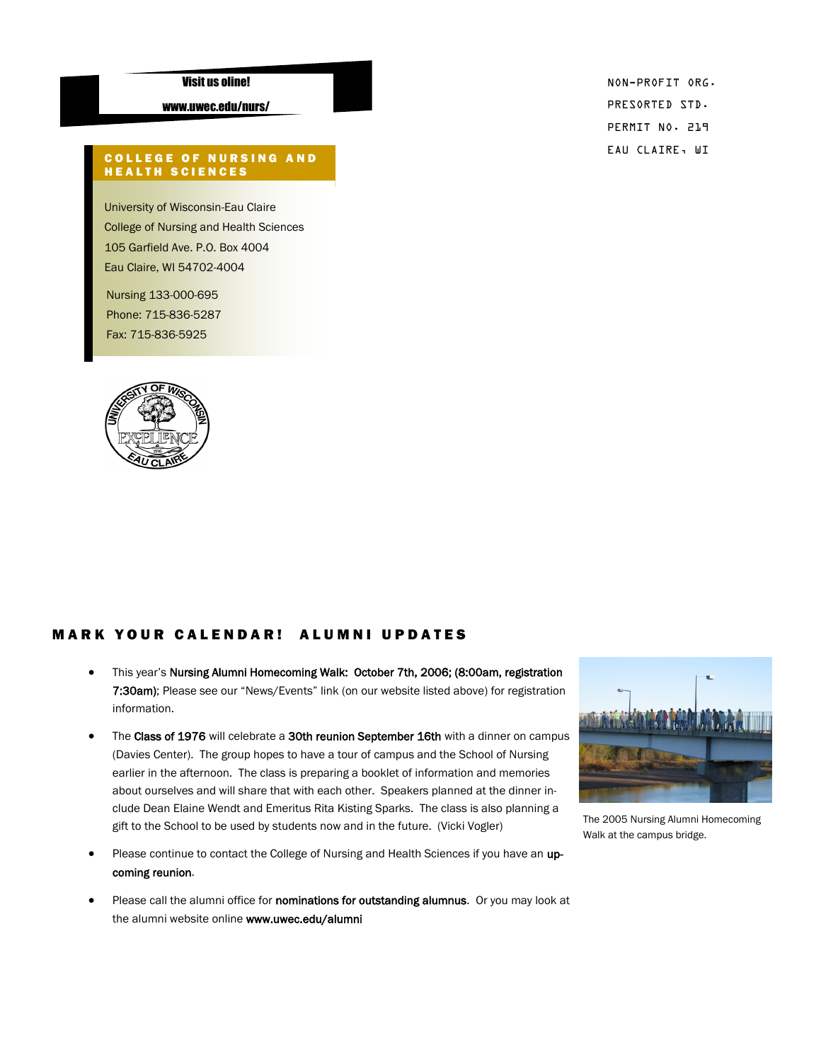Visit us oline!

www.uwec.edu/nurs/

**COLLEGE OF NURSING AND HEALTH SCIENCES**

University of Wisconsin-Eau Claire
College of Nursing and Health Sciences
105 Garfield Ave. P.O. Box 4004
Eau Claire, WI 54702-4004

Nursing 133-000-695
Phone: 715-836-5287
Fax: 715-836-5925

NON-PROFIT ORG.
PRESORTED STD.
PERMIT NO. 219
EAU CLAIRE, WI

## MARK YOUR CALENDAR! ALUMNI UPDATES

- This year's **Nursing Alumni Homecoming Walk: October 7th, 2006; (8:00am, registration 7:30am)**; Please see our "News/Events" link (on our website listed above) for registration information.
- The **Class of 1976** will celebrate a **30th reunion September 16th** with a dinner on campus (Davies Center). The group hopes to have a tour of campus and the School of Nursing earlier in the afternoon. The class is preparing a booklet of information and memories about ourselves and will share that with each other. Speakers planned at the dinner include Dean Elaine Wendt and Emeritus Rita Kisting Sparks. The class is also planning a gift to the School to be used by students now and in the future. (Vicki Vogler)
- Please continue to contact the College of Nursing and Health Sciences if you have an **upcoming reunion**.
- Please call the alumni office for **nominations for outstanding alumnus**. Or you may look at the alumni website online **www.uwec.edu/alumni**

The 2005 Nursing Alumni Homecoming Walk at the campus bridge.